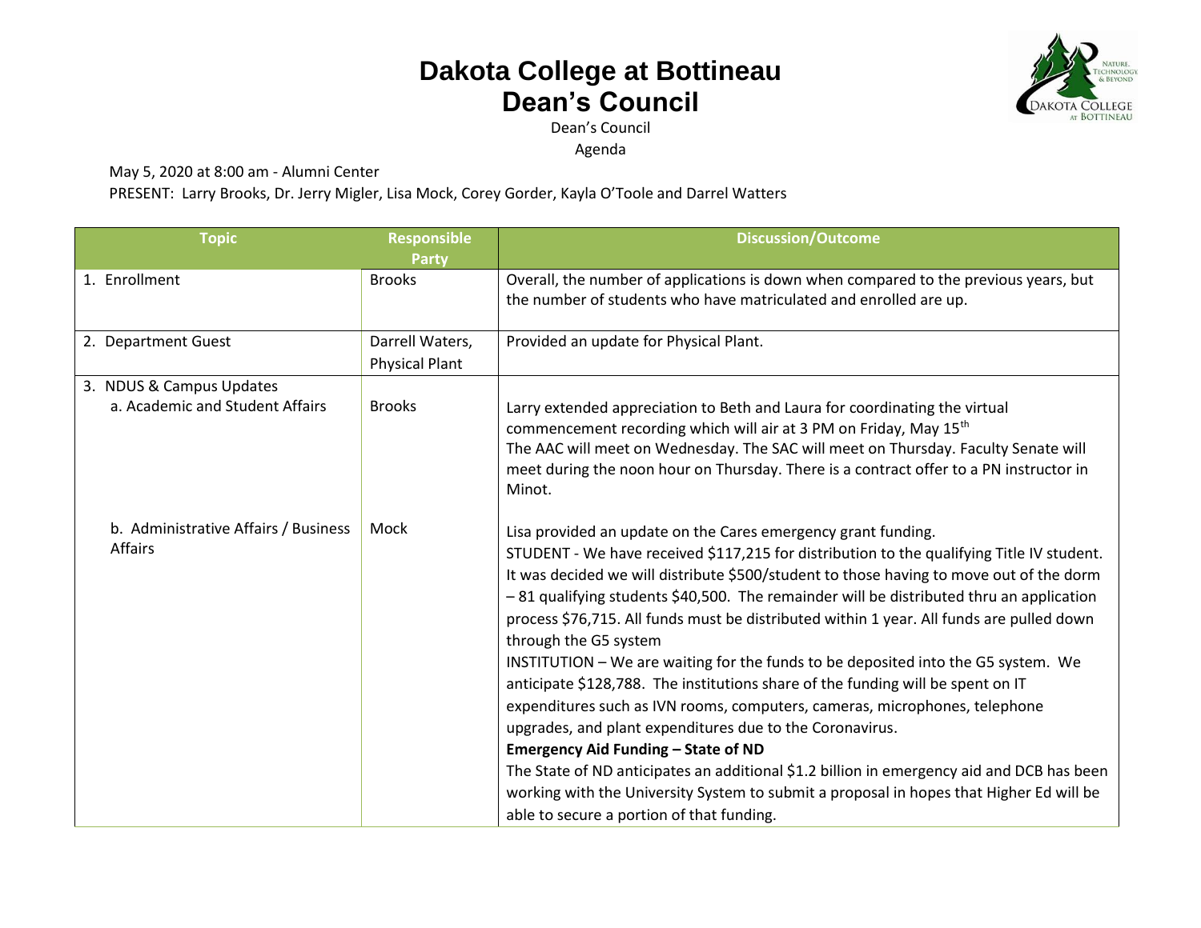# Dakota College at Bottineau
# Dean's Council

Dean's Council

Agenda

May 5, 2020 at 8:00 am - Alumni Center

PRESENT: Larry Brooks, Dr. Jerry Migler, Lisa Mock, Corey Gorder, Kayla O'Toole and Darrel Watters

| Topic | Responsible Party | Discussion/Outcome |
|---|---|---|
| 1. Enrollment | Brooks | Overall, the number of applications is down when compared to the previous years, but the number of students who have matriculated and enrolled are up. |
| 2. Department Guest | Darrell Waters, Physical Plant | Provided an update for Physical Plant. |
| 3. NDUS & Campus Updates<br>a. Academic and Student Affairs | Brooks | Larry extended appreciation to Beth and Laura for coordinating the virtual commencement recording which will air at 3 PM on Friday, May 15th<br>The AAC will meet on Wednesday. The SAC will meet on Thursday. Faculty Senate will meet during the noon hour on Thursday. There is a contract offer to a PN instructor in Minot. |
| b. Administrative Affairs / Business Affairs | Mock | Lisa provided an update on the Cares emergency grant funding.<br>STUDENT - We have received $117,215 for distribution to the qualifying Title IV student. It was decided we will distribute $500/student to those having to move out of the dorm – 81 qualifying students $40,500. The remainder will be distributed thru an application process $76,715. All funds must be distributed within 1 year. All funds are pulled down through the G5 system<br>INSTITUTION – We are waiting for the funds to be deposited into the G5 system. We anticipate $128,788. The institutions share of the funding will be spent on IT expenditures such as IVN rooms, computers, cameras, microphones, telephone upgrades, and plant expenditures due to the Coronavirus.<br>**Emergency Aid Funding – State of ND**<br>The State of ND anticipates an additional $1.2 billion in emergency aid and DCB has been working with the University System to submit a proposal in hopes that Higher Ed will be able to secure a portion of that funding. |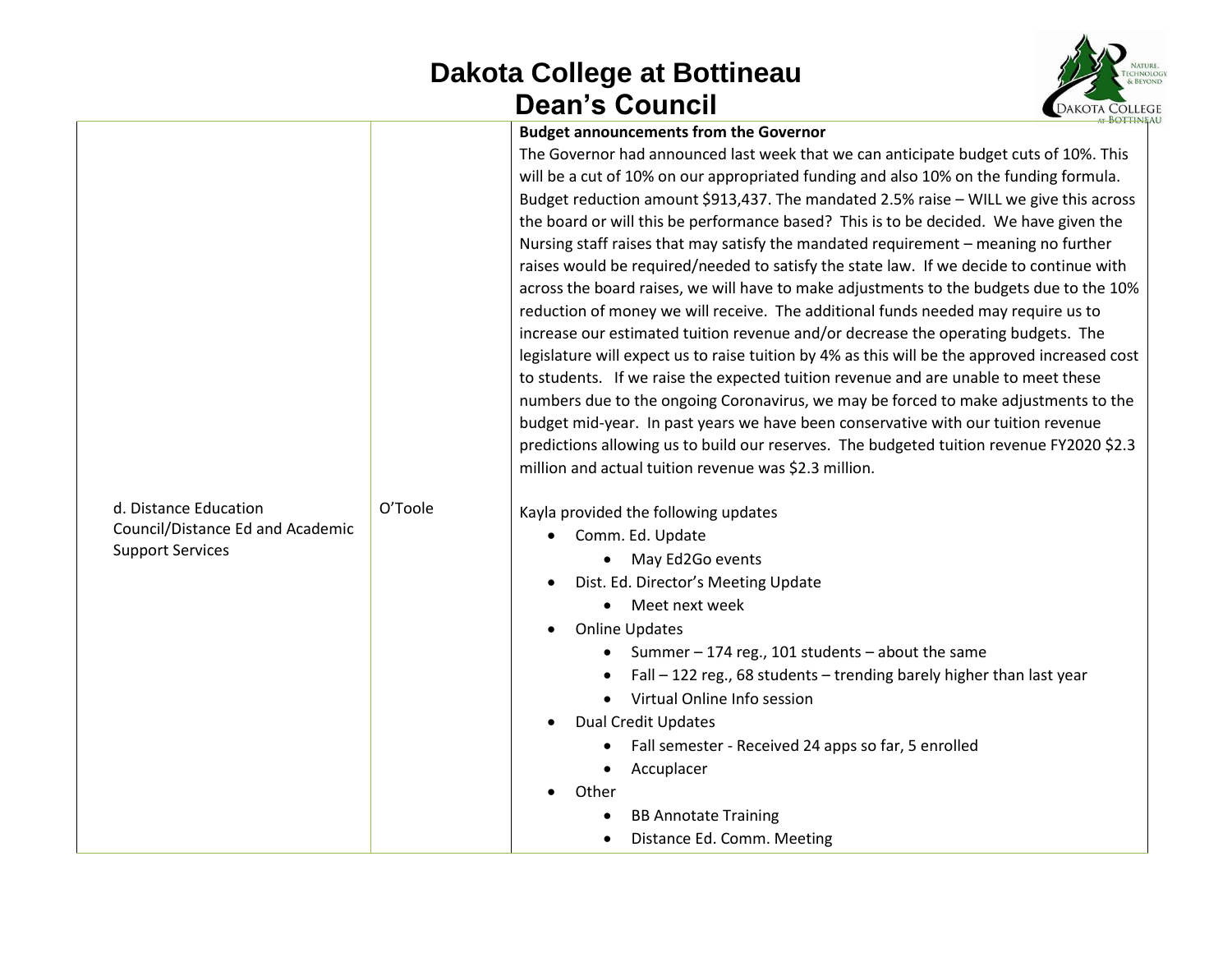# Dakota College at Bottineau
## Dean's Council

| | | |
|---|---|---|
| | | **Budget announcements from the Governor**<br>The Governor had announced last week that we can anticipate budget cuts of 10%. This will be a cut of 10% on our appropriated funding and also 10% on the funding formula. Budget reduction amount $913,437. The mandated 2.5% raise – WILL we give this across the board or will this be performance based? This is to be decided. We have given the Nursing staff raises that may satisfy the mandated requirement – meaning no further raises would be required/needed to satisfy the state law. If we decide to continue with across the board raises, we will have to make adjustments to the budgets due to the 10% reduction of money we will receive. The additional funds needed may require us to increase our estimated tuition revenue and/or decrease the operating budgets. The legislature will expect us to raise tuition by 4% as this will be the approved increased cost to students. If we raise the expected tuition revenue and are unable to meet these numbers due to the ongoing Coronavirus, we may be forced to make adjustments to the budget mid-year. In past years we have been conservative with our tuition revenue predictions allowing us to build our reserves. The budgeted tuition revenue FY2020 $2.3 million and actual tuition revenue was $2.3 million. |
| d. Distance Education Council/Distance Ed and Academic Support Services | O'Toole | Kayla provided the following updates<br>• Comm. Ed. Update<br>&nbsp;&nbsp;&nbsp;&nbsp;• May Ed2Go events<br>• Dist. Ed. Director's Meeting Update<br>&nbsp;&nbsp;&nbsp;&nbsp;• Meet next week<br>• Online Updates<br>&nbsp;&nbsp;&nbsp;&nbsp;• Summer – 174 reg., 101 students – about the same<br>&nbsp;&nbsp;&nbsp;&nbsp;• Fall – 122 reg., 68 students – trending barely higher than last year<br>&nbsp;&nbsp;&nbsp;&nbsp;• Virtual Online Info session<br>• Dual Credit Updates<br>&nbsp;&nbsp;&nbsp;&nbsp;• Fall semester - Received 24 apps so far, 5 enrolled<br>&nbsp;&nbsp;&nbsp;&nbsp;• Accuplacer<br>• Other<br>&nbsp;&nbsp;&nbsp;&nbsp;• BB Annotate Training<br>&nbsp;&nbsp;&nbsp;&nbsp;• Distance Ed. Comm. Meeting |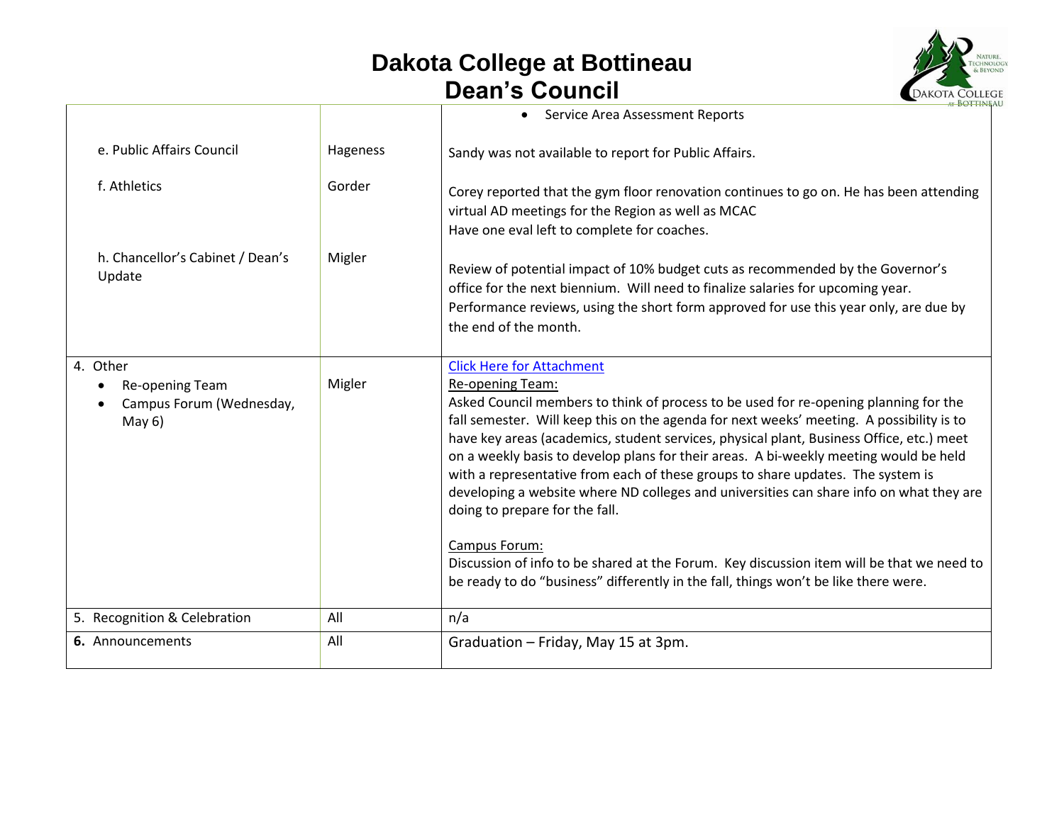# Dakota College at Bottineau
## Dean's Council

| | | |
|---|---|---|
| | | • Service Area Assessment Reports |
| e. Public Affairs Council | Hageness | Sandy was not available to report for Public Affairs. |
| f. Athletics | Gorder | Corey reported that the gym floor renovation continues to go on. He has been attending virtual AD meetings for the Region as well as MCAC<br>Have one eval left to complete for coaches. |
| h. Chancellor's Cabinet / Dean's Update | Migler | Review of potential impact of 10% budget cuts as recommended by the Governor's office for the next biennium. Will need to finalize salaries for upcoming year. Performance reviews, using the short form approved for use this year only, are due by the end of the month. |
| 4. Other<br>• Re-opening Team<br>• Campus Forum (Wednesday, May 6) | Migler | Click Here for Attachment<br>Re-opening Team:<br>Asked Council members to think of process to be used for re-opening planning for the fall semester. Will keep this on the agenda for next weeks' meeting. A possibility is to have key areas (academics, student services, physical plant, Business Office, etc.) meet on a weekly basis to develop plans for their areas. A bi-weekly meeting would be held with a representative from each of these groups to share updates. The system is developing a website where ND colleges and universities can share info on what they are doing to prepare for the fall.<br><br>Campus Forum:<br>Discussion of info to be shared at the Forum. Key discussion item will be that we need to be ready to do "business" differently in the fall, things won't be like there were. |
| 5. Recognition & Celebration | All | n/a |
| **6.** Announcements | All | Graduation – Friday, May 15 at 3pm. |